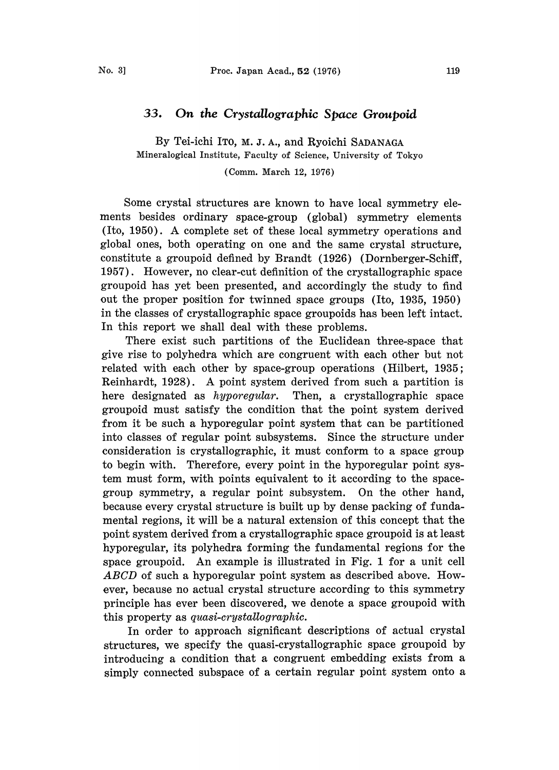# 33. *On the Crystallographic Space Groupoid*

By Tei-ichi ITO, M. J. A., and Ryoichi SADANAGA

Mineralogical Institute, Faculty of Science, University of Tokyo

(Comm. March 12, 1976)

Some crystal structures are known to have local symmetry elements besides ordinary space-group (global) symmetry elements (Ito, 1950). A complete set of these local symmetry operations and global ones, both operating on one and the same crystal structure, constitute a groupoid defined by Brandt (1926) (Dornberger-Schiff, 1957). However, no clear-cut definition of the crystallographic space groupoid has yet been presented, and accordingly the study to find out the proper position for twinned space groups (Ito, 1935, 1950) in the classes of crystallographic space groupoids has been left intact. In this report we shall deal with these problems.

There exist such partitions of the Euclidean three-space that give rise to polyhedra which are congruent with each other but not related with each other by space-group operations (Hilbert, 1935; Reinhardt, 1928). A point system derived from such a partition is here designated as *hyporegular*. Then, a crystallographic space groupoid must satisfy the condition that the point system derived from it be such a hyporegular point system that can be partitioned into classes of regular point subsystems. Since the structure under consideration is crystallographic, it must conform to a space group to begin with. Therefore, every point in the hyporegular point system must form, with points equivalent to it according to the space-group symmetry, a regular point subsystem. On the other hand, because every crystal structure is built up by dense packing of fundamental regions, it will be a natural extension of this concept that the point system derived from a crystallographic space groupoid is at least hyporegular, its polyhedra forming the fundamental regions for the space groupoid. An example is illustrated in Fig. 1 for a unit cell *ABCD* of such a hyporegular point system as described above. However, because no actual crystal structure according to this symmetry principle has ever been discovered, we denote a space groupoid with this property as *quasi-crystallographic*.

In order to approach significant descriptions of actual crystal structures, we specify the quasi-crystallographic space groupoid by introducing a condition that a congruent embedding exists from a simply connected subspace of a certain regular point system onto a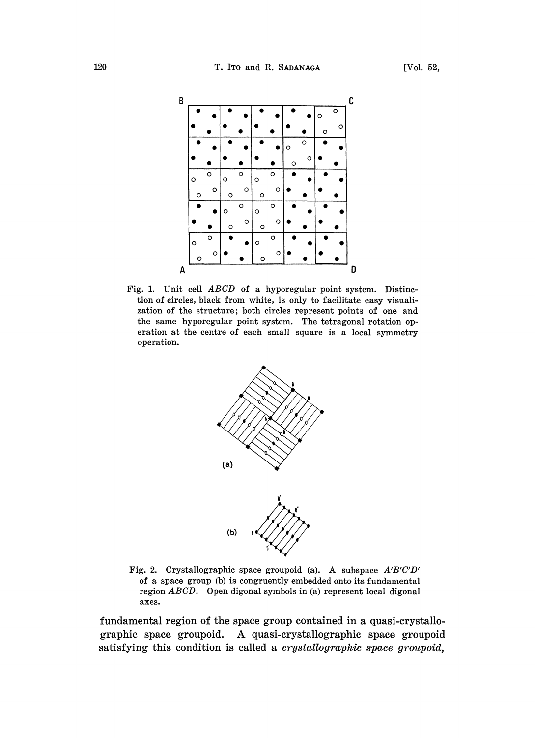Fig. 1. Unit cell $ABCD$ of a hyporegular point system. Distinction of circles, black from white, is only to facilitate easy visualization of the structure; both circles represent points of one and the same hyporegular point system. The tetragonal rotation operation at the centre of each small square is a local symmetry operation.

Fig. 2. Crystallographic space groupoid (a). A subspace $A'B'C'D'$ of a space group (b) is congruently embedded onto its fundamental region $ABCD$. Open digonal symbols in (a) represent local digonal axes.

fundamental region of the space group contained in a quasi-crystallographic space groupoid. A quasi-crystallographic space groupoid satisfying this condition is called a *crystallographic space groupoid*,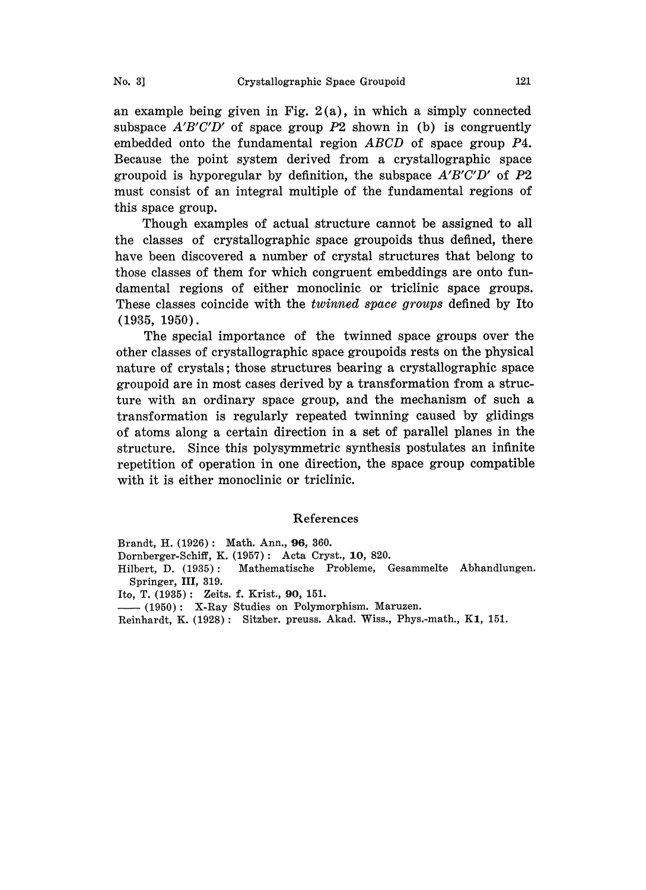an example being given in Fig. 2(a), in which a simply connected subspace $A'B'C'D'$ of space group $P2$ shown in (b) is congruently embedded onto the fundamental region $ABCD$ of space group $P4$. Because the point system derived from a crystallographic space groupoid is hyporegular by definition, the subspace $A'B'C'D'$ of $P2$ must consist of an integral multiple of the fundamental regions of this space group.

Though examples of actual structure cannot be assigned to all the classes of crystallographic space groupoids thus defined, there have been discovered a number of crystal structures that belong to those classes of them for which congruent embeddings are onto fundamental regions of either monoclinic or triclinic space groups. These classes coincide with the *twinned space groups* defined by Ito (1935, 1950).

The special importance of the twinned space groups over the other classes of crystallographic space groupoids rests on the physical nature of crystals; those structures bearing a crystallographic space groupoid are in most cases derived by a transformation from a structure with an ordinary space group, and the mechanism of such a transformation is regularly repeated twinning caused by glidings of atoms along a certain direction in a set of parallel planes in the structure. Since this polysymmetric synthesis postulates an infinite repetition of operation in one direction, the space group compatible with it is either monoclinic or triclinic.

## References

Brandt, H. (1926): Math. Ann., **96**, 360.

Dornberger-Schiff, K. (1957): Acta Cryst., **10**, 820.

Hilbert, D. (1935): Mathematische Probleme, Gesammelte Abhandlungen. Springer, **III**, 319.

Ito, T. (1935): Zeits. f. Krist., **90**, 151.

—— (1950): X-Ray Studies on Polymorphism. Maruzen.

Reinhardt, K. (1928): Sitzber. preuss. Akad. Wiss., Phys.-math., **K1**, 151.